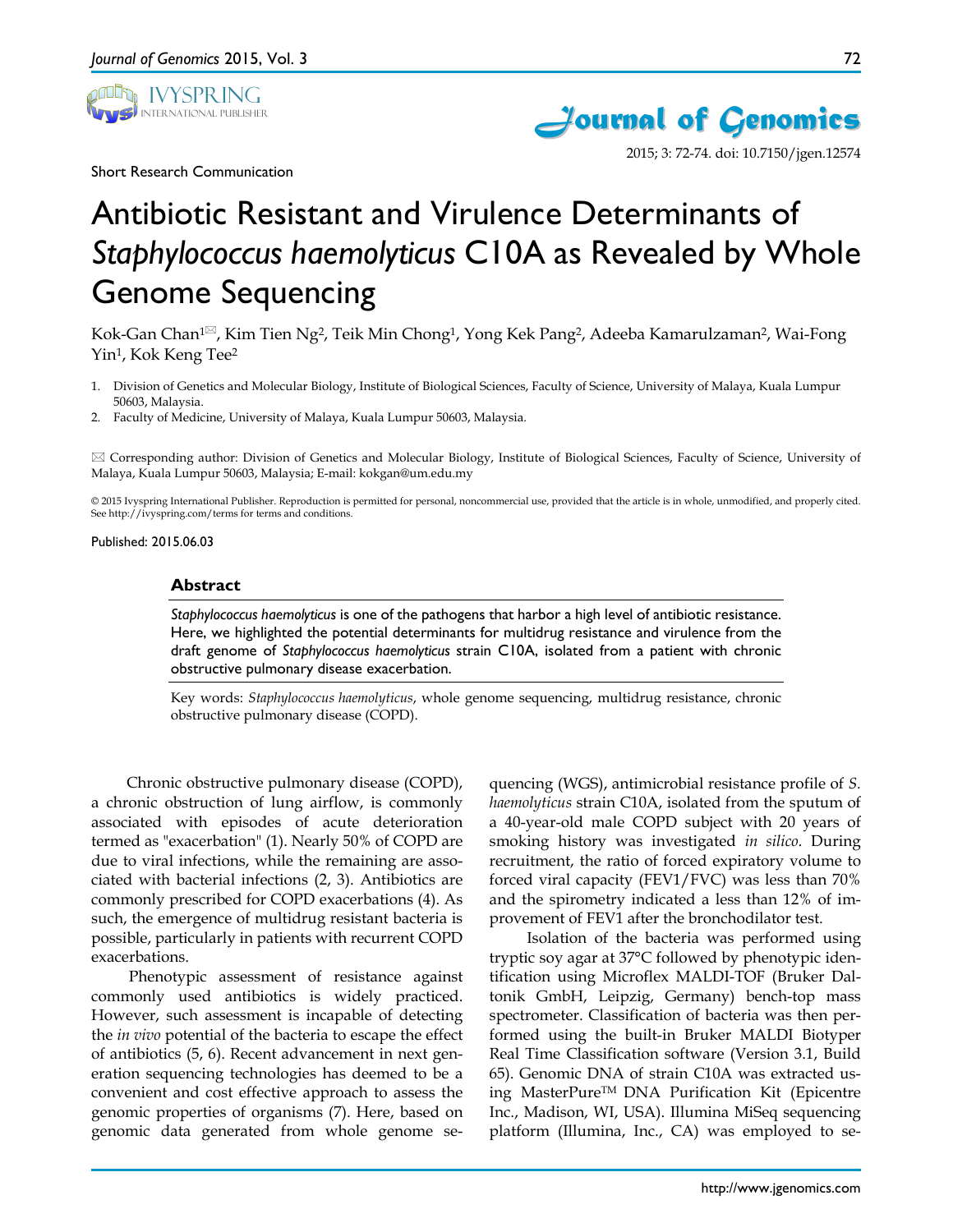Short Research Communication

# Antibiotic Resistant and Virulence Determinants of *Staphylococcus haemolyticus* C10A as Revealed by Whole Genome Sequencing

Kok-Gan Chan[1]✉, Kim Tien Ng[2], Teik Min Chong[1], Yong Kek Pang[2], Adeeba Kamarulzaman[2], Wai-Fong Yin[1], Kok Keng Tee[2]

1. Division of Genetics and Molecular Biology, Institute of Biological Sciences, Faculty of Science, University of Malaya, Kuala Lumpur 50603, Malaysia.
2. Faculty of Medicine, University of Malaya, Kuala Lumpur 50603, Malaysia.

✉ Corresponding author: Division of Genetics and Molecular Biology, Institute of Biological Sciences, Faculty of Science, University of Malaya, Kuala Lumpur 50603, Malaysia; E-mail: kokgan@um.edu.my

© 2015 Ivyspring International Publisher. Reproduction is permitted for personal, noncommercial use, provided that the article is in whole, unmodified, and properly cited. See http://ivyspring.com/terms for terms and conditions.

Published: 2015.06.03

## Abstract

*Staphylococcus haemolyticus* is one of the pathogens that harbor a high level of antibiotic resistance. Here, we highlighted the potential determinants for multidrug resistance and virulence from the draft genome of *Staphylococcus haemolyticus* strain C10A, isolated from a patient with chronic obstructive pulmonary disease exacerbation.

Key words: *Staphylococcus haemolyticus*, whole genome sequencing, multidrug resistance, chronic obstructive pulmonary disease (COPD).

Chronic obstructive pulmonary disease (COPD), a chronic obstruction of lung airflow, is commonly associated with episodes of acute deterioration termed as "exacerbation" (1). Nearly 50% of COPD are due to viral infections, while the remaining are associated with bacterial infections (2, 3). Antibiotics are commonly prescribed for COPD exacerbations (4). As such, the emergence of multidrug resistant bacteria is possible, particularly in patients with recurrent COPD exacerbations.

Phenotypic assessment of resistance against commonly used antibiotics is widely practiced. However, such assessment is incapable of detecting the *in vivo* potential of the bacteria to escape the effect of antibiotics (5, 6). Recent advancement in next generation sequencing technologies has deemed to be a convenient and cost effective approach to assess the genomic properties of organisms (7). Here, based on genomic data generated from whole genome sequencing (WGS), antimicrobial resistance profile of *S. haemolyticus* strain C10A, isolated from the sputum of a 40-year-old male COPD subject with 20 years of smoking history was investigated *in silico*. During recruitment, the ratio of forced expiratory volume to forced viral capacity (FEV1/FVC) was less than 70% and the spirometry indicated a less than 12% of improvement of FEV1 after the bronchodilator test.

Isolation of the bacteria was performed using tryptic soy agar at 37°C followed by phenotypic identification using Microflex MALDI-TOF (Bruker Daltonik GmbH, Leipzig, Germany) bench-top mass spectrometer. Classification of bacteria was then performed using the built-in Bruker MALDI Biotyper Real Time Classification software (Version 3.1, Build 65). Genomic DNA of strain C10A was extracted using MasterPure™ DNA Purification Kit (Epicentre Inc., Madison, WI, USA). Illumina MiSeq sequencing platform (Illumina, Inc., CA) was employed to se-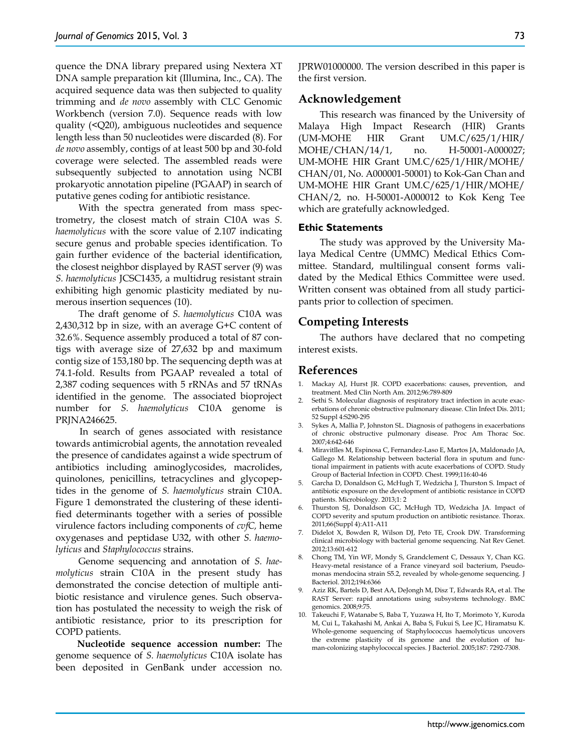quence the DNA library prepared using Nextera XT DNA sample preparation kit (Illumina, Inc., CA). The acquired sequence data was then subjected to quality trimming and *de novo* assembly with CLC Genomic Workbench (version 7.0). Sequence reads with low quality (<Q20), ambiguous nucleotides and sequence length less than 50 nucleotides were discarded (8). For *de novo* assembly, contigs of at least 500 bp and 30-fold coverage were selected. The assembled reads were subsequently subjected to annotation using NCBI prokaryotic annotation pipeline (PGAAP) in search of putative genes coding for antibiotic resistance.

With the spectra generated from mass spectrometry, the closest match of strain C10A was *S. haemolyticus* with the score value of 2.107 indicating secure genus and probable species identification. To gain further evidence of the bacterial identification, the closest neighbor displayed by RAST server (9) was *S. haemolyticus* JCSC1435, a multidrug resistant strain exhibiting high genomic plasticity mediated by numerous insertion sequences (10).

The draft genome of *S. haemolyticus* C10A was 2,430,312 bp in size, with an average G+C content of 32.6%. Sequence assembly produced a total of 87 contigs with average size of 27,632 bp and maximum contig size of 153,180 bp. The sequencing depth was at 74.1-fold. Results from PGAAP revealed a total of 2,387 coding sequences with 5 rRNAs and 57 tRNAs identified in the genome. The associated bioproject number for *S. haemolyticus* C10A genome is PRJNA246625.

In search of genes associated with resistance towards antimicrobial agents, the annotation revealed the presence of candidates against a wide spectrum of antibiotics including aminoglycosides, macrolides, quinolones, penicillins, tetracyclines and glycopeptides in the genome of *S. haemolyticus* strain C10A. Figure 1 demonstrated the clustering of these identified determinants together with a series of possible virulence factors including components of *cvfC,* heme oxygenases and peptidase U32, with other *S. haemolyticus* and *Staphylococcus* strains.

Genome sequencing and annotation of *S. haemolyticus* strain C10A in the present study has demonstrated the concise detection of multiple antibiotic resistance and virulence genes. Such observation has postulated the necessity to weigh the risk of antibiotic resistance, prior to its prescription for COPD patients.

**Nucleotide sequence accession number:** The genome sequence of *S. haemolyticus* C10A isolate has been deposited in GenBank under accession no. JPRW01000000. The version described in this paper is the first version.

## Acknowledgement

This research was financed by the University of Malaya High Impact Research (HIR) Grants (UM-MOHE HIR Grant UM.C/625/1/HIR/MOHE/CHAN/14/1, no. H-50001-A000027; UM-MOHE HIR Grant UM.C/625/1/HIR/MOHE/CHAN/01, No. A000001-50001) to Kok-Gan Chan and UM-MOHE HIR Grant UM.C/625/1/HIR/MOHE/CHAN/2, no. H-50001-A000012 to Kok Keng Tee which are gratefully acknowledged.

### Ethic Statements

The study was approved by the University Malaya Medical Centre (UMMC) Medical Ethics Committee. Standard, multilingual consent forms validated by the Medical Ethics Committee were used. Written consent was obtained from all study participants prior to collection of specimen.

## Competing Interests

The authors have declared that no competing interest exists.

## References

1. Mackay AJ, Hurst JR. COPD exacerbations: causes, prevention, and treatment. Med Clin North Am. 2012;96:789-809
2. Sethi S. Molecular diagnosis of respiratory tract infection in acute exacerbations of chronic obstructive pulmonary disease. Clin Infect Dis. 2011; 52 Suppl 4:S290-295
3. Sykes A, Mallia P, Johnston SL. Diagnosis of pathogens in exacerbations of chronic obstructive pulmonary disease. Proc Am Thorac Soc. 2007;4:642-646
4. Miravitlles M, Espinosa C, Fernandez-Laso E, Martos JA, Maldonado JA, Gallego M. Relationship between bacterial flora in sputum and functional impairment in patients with acute exacerbations of COPD. Study Group of Bacterial Infection in COPD. Chest. 1999;116:40-46
5. Garcha D, Donaldson G, McHugh T, Wedzicha J, Thurston S. Impact of antibiotic exposure on the development of antibiotic resistance in COPD patients. Microbiology. 2013;1: 2
6. Thurston SJ, Donaldson GC, McHugh TD, Wedzicha JA. Impact of COPD severity and sputum production on antibiotic resistance. Thorax. 2011;66(Suppl 4):A11-A11
7. Didelot X, Bowden R, Wilson DJ, Peto TE, Crook DW. Transforming clinical microbiology with bacterial genome sequencing. Nat Rev Genet. 2012;13:601-612
8. Chong TM, Yin WF, Mondy S, Grandclement C, Dessaux Y, Chan KG. Heavy-metal resistance of a France vineyard soil bacterium, Pseudomonas mendocina strain S5.2, revealed by whole-genome sequencing. J Bacteriol. 2012;194:6366
9. Aziz RK, Bartels D, Best AA, DeJongh M, Disz T, Edwards RA, et al. The RAST Server: rapid annotations using subsystems technology. BMC genomics. 2008;9:75.
10. Takeuchi F, Watanabe S, Baba T, Yuzawa H, Ito T, Morimoto Y, Kuroda M, Cui L, Takahashi M, Ankai A, Baba S, Fukui S, Lee JC, Hiramatsu K. Whole-genome sequencing of Staphylococcus haemolyticus uncovers the extreme plasticity of its genome and the evolution of human-colonizing staphylococcal species. J Bacteriol. 2005;187: 7292-7308.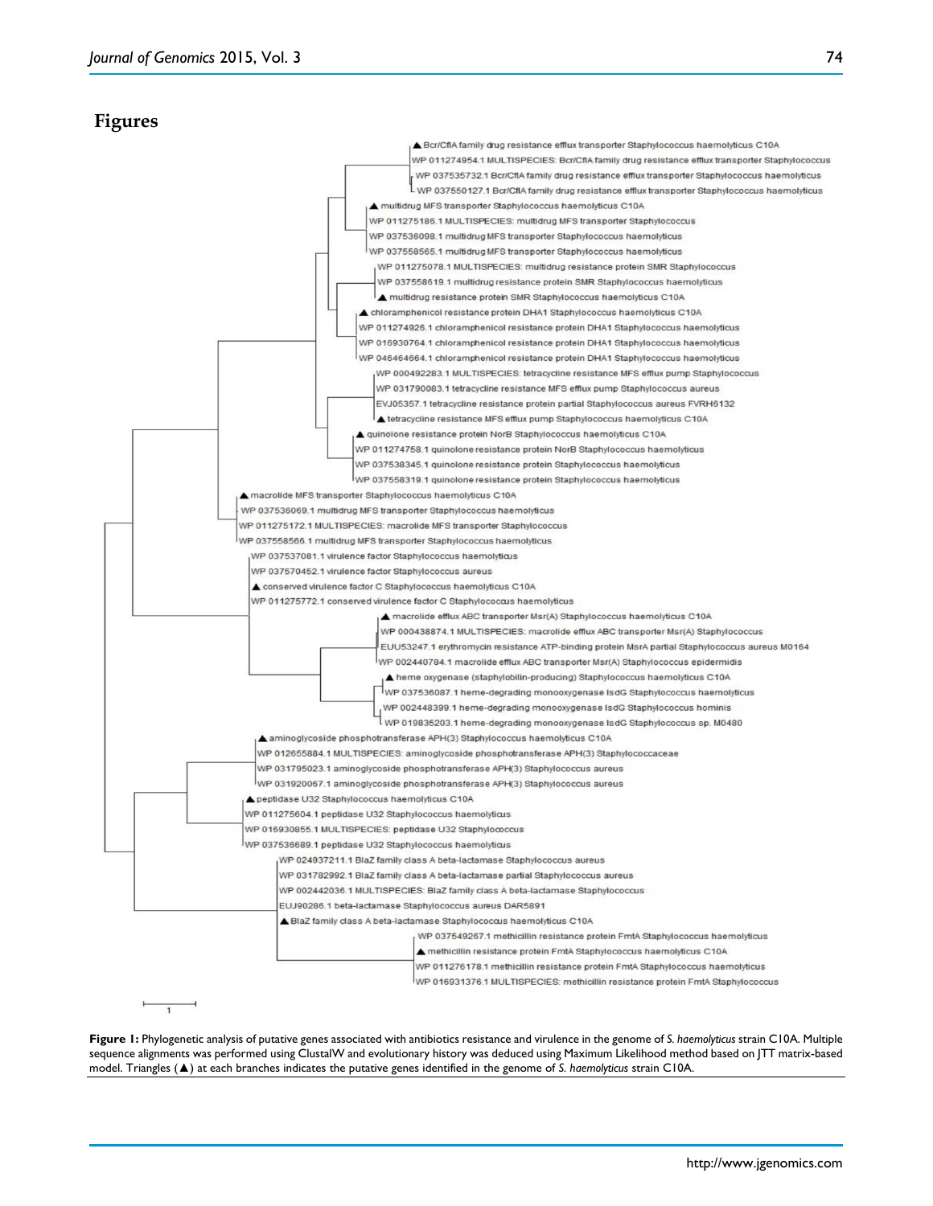# Figures

▲ Bcr/CflA family drug resistance efflux transporter Staphylococcus haemolyticus C10A
WP 011274954.1 MULTISPECIES: Bcr/CflA family drug resistance efflux transporter Staphylococcus
WP 037535732.1 Bcr/CflA family drug resistance efflux transporter Staphylococcus haemolyticus
WP 037550127.1 Bcr/CflA family drug resistance efflux transporter Staphylococcus haemolyticus
▲ multidrug MFS transporter Staphylococcus haemolyticus C10A
WP 011275186.1 MULTISPECIES: multidrug MFS transporter Staphylococcus
WP 037536098.1 multidrug MFS transporter Staphylococcus haemolyticus
WP 037558565.1 multidrug MFS transporter Staphylococcus haemolyticus
WP 011275078.1 MULTISPECIES: multidrug resistance protein SMR Staphylococcus
WP 037558619.1 multidrug resistance protein SMR Staphylococcus haemolyticus
▲ multidrug resistance protein SMR Staphylococcus haemolyticus C10A
▲ chloramphenicol resistance protein DHA1 Staphylococcus haemolyticus C10A
WP 011274926.1 chloramphenicol resistance protein DHA1 Staphylococcus haemolyticus
WP 016930764.1 chloramphenicol resistance protein DHA1 Staphylococcus haemolyticus
WP 046464664.1 chloramphenicol resistance protein DHA1 Staphylococcus haemolyticus
WP 000492283.1 MULTISPECIES: tetracycline resistance MFS efflux pump Staphylococcus
WP 031790083.1 tetracycline resistance MFS efflux pump Staphylococcus aureus
EVJ05357.1 tetracycline resistance protein partial Staphylococcus aureus FVRH6132
▲ tetracycline resistance MFS efflux pump Staphylococcus haemolyticus C10A
▲ quinolone resistance protein NorB Staphylococcus haemolyticus C10A
WP 011274758.1 quinolone resistance protein NorB Staphylococcus haemolyticus
WP 037538345.1 quinolone resistance protein Staphylococcus haemolyticus
WP 037558319.1 quinolone resistance protein Staphylococcus haemolyticus
▲ macrolide MFS transporter Staphylococcus haemolyticus C10A
WP 037536069.1 multidrug MFS transporter Staphylococcus haemolyticus
WP 011275172.1 MULTISPECIES: macrolide MFS transporter Staphylococcus
WP 037558566.1 multidrug MFS transporter Staphylococcus haemolyticus
WP 037537081.1 virulence factor Staphylococcus haemolyticus
WP 037570452.1 virulence factor Staphylococcus aureus
▲ conserved virulence factor C Staphylococcus haemolyticus C10A
WP 011275772.1 conserved virulence factor C Staphylococcus haemolyticus
▲ macrolide efflux ABC transporter Msr(A) Staphylococcus haemolyticus C10A
WP 000438874.1 MULTISPECIES: macrolide efflux ABC transporter Msr(A) Staphylococcus
EUU53247.1 erythromycin resistance ATP-binding protein MsrA partial Staphylococcus aureus M0164
WP 002440784.1 macrolide efflux ABC transporter Msr(A) Staphylococcus epidermidis
▲ heme oxygenase (staphylobilin-producing) Staphylococcus haemolyticus C10A
WP 037536087.1 heme-degrading monooxygenase IsdG Staphylococcus haemolyticus
WP 002448399.1 heme-degrading monooxygenase IsdG Staphylococcus hominis
WP 019835203.1 heme-degrading monooxygenase IsdG Staphylococcus sp. M0480
▲ aminoglycoside phosphotransferase APH(3) Staphylococcus haemolyticus C10A
WP 012655884.1 MULTISPECIES: aminoglycoside phosphotransferase APH(3) Staphylococcaceae
WP 031795023.1 aminoglycoside phosphotransferase APH(3) Staphylococcus aureus
WP 031920067.1 aminoglycoside phosphotransferase APH(3) Staphylococcus aureus
▲ peptidase U32 Staphylococcus haemolyticus C10A
WP 011275604.1 peptidase U32 Staphylococcus haemolyticus
WP 016930855.1 MULTISPECIES: peptidase U32 Staphylococcus
WP 037536689.1 peptidase U32 Staphylococcus haemolyticus
WP 024937211.1 BlaZ family class A beta-lactamase Staphylococcus aureus
WP 031782992.1 BlaZ family class A beta-lactamase partial Staphylococcus aureus
WP 002442036.1 MULTISPECIES: BlaZ family class A beta-lactamase Staphylococcus
EUJ90286.1 beta-lactamase Staphylococcus aureus DAR5891
▲ BlaZ family class A beta-lactamase Staphylococcus haemolyticus C10A
WP 037549267.1 methicillin resistance protein FmtA Staphylococcus haemolyticus
▲ methicillin resistance protein FmtA Staphylococcus haemolyticus C10A
WP 011276178.1 methicillin resistance protein FmtA Staphylococcus haemolyticus
WP 016931376.1 MULTISPECIES: methicillin resistance protein FmtA Staphylococcus

1

**Figure 1:** Phylogenetic analysis of putative genes associated with antibiotics resistance and virulence in the genome of *S. haemolyticus* strain C10A. Multiple sequence alignments was performed using ClustalW and evolutionary history was deduced using Maximum Likelihood method based on JTT matrix-based model. Triangles (▲) at each branches indicates the putative genes identified in the genome of *S. haemolyticus* strain C10A.